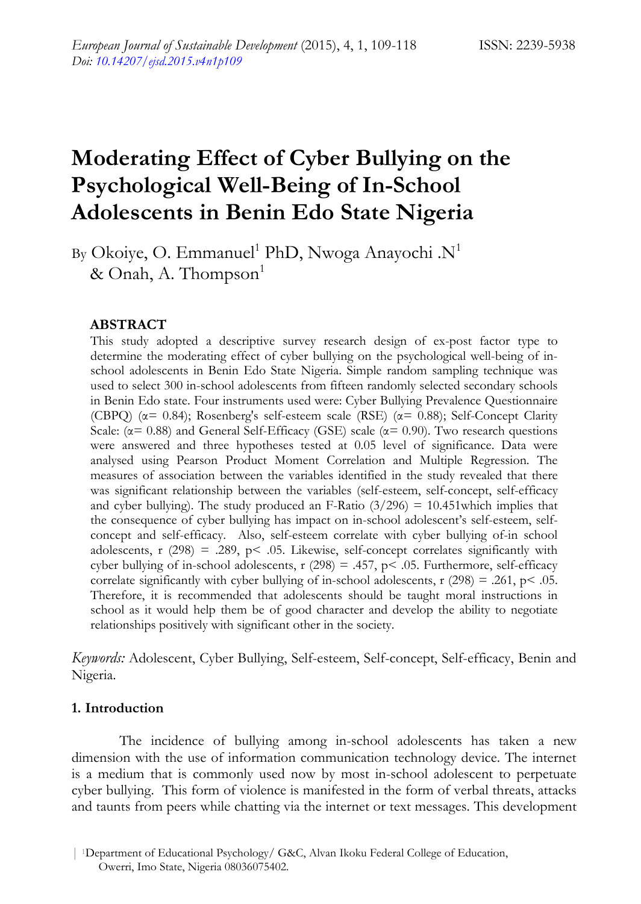# Moderating Effect of Cyber Bullying on the Psychological Well-Being of In-School Adolescents in Benin Edo State Nigeria

By Okoiye, O. Emmanuel[1] PhD, Nwoga Anayochi .N[1] & Onah, A. Thompson[1]

## ABSTRACT

This study adopted a descriptive survey research design of ex-post factor type to determine the moderating effect of cyber bullying on the psychological well-being of in-school adolescents in Benin Edo State Nigeria. Simple random sampling technique was used to select 300 in-school adolescents from fifteen randomly selected secondary schools in Benin Edo state. Four instruments used were: Cyber Bullying Prevalence Questionnaire (CBPQ) ($\alpha = 0.84$); Rosenberg's self-esteem scale (RSE) ($\alpha = 0.88$); Self-Concept Clarity Scale: ($\alpha = 0.88$) and General Self-Efficacy (GSE) scale ($\alpha = 0.90$). Two research questions were answered and three hypotheses tested at 0.05 level of significance. Data were analysed using Pearson Product Moment Correlation and Multiple Regression. The measures of association between the variables identified in the study revealed that there was significant relationship between the variables (self-esteem, self-concept, self-efficacy and cyber bullying). The study produced an F-Ratio $(3/296) = 10.451$which implies that the consequence of cyber bullying has impact on in-school adolescent's self-esteem, self-concept and self-efficacy. Also, self-esteem correlate with cyber bullying of-in school adolescents, $r(298) = .289$, $p < .05$. Likewise, self-concept correlates significantly with cyber bullying of in-school adolescents, $r(298) = .457$, $p < .05$. Furthermore, self-efficacy correlate significantly with cyber bullying of in-school adolescents, $r(298) = .261$, $p < .05$. Therefore, it is recommended that adolescents should be taught moral instructions in school as it would help them be of good character and develop the ability to negotiate relationships positively with significant other in the society.

*Keywords:* Adolescent, Cyber Bullying, Self-esteem, Self-concept, Self-efficacy, Benin and Nigeria.

## 1. Introduction

The incidence of bullying among in-school adolescents has taken a new dimension with the use of information communication technology device. The internet is a medium that is commonly used now by most in-school adolescent to perpetuate cyber bullying. This form of violence is manifested in the form of verbal threats, attacks and taunts from peers while chatting via the internet or text messages. This development

[1]Department of Educational Psychology/ G&C, Alvan Ikoku Federal College of Education, Owerri, Imo State, Nigeria 08036075402.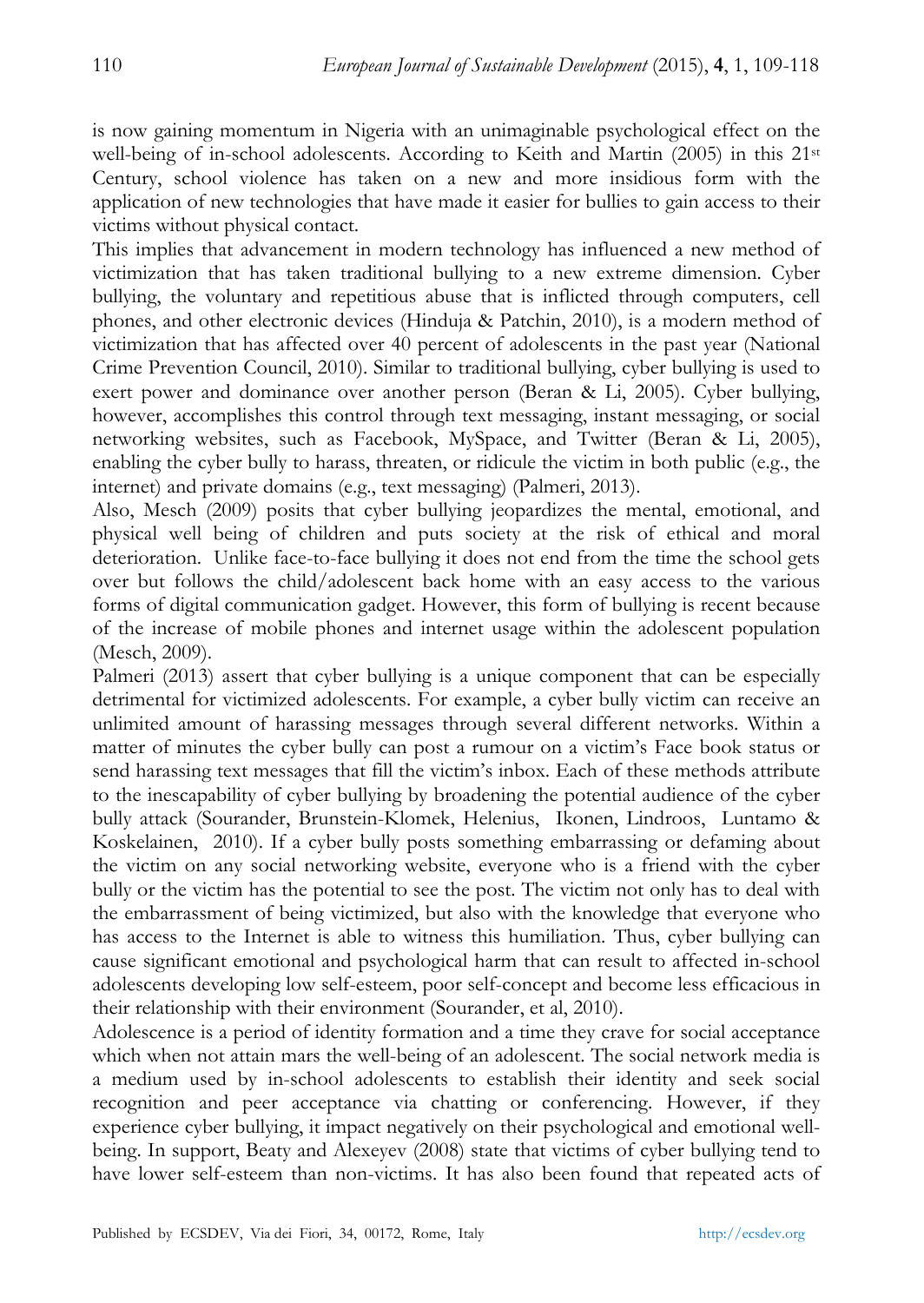is now gaining momentum in Nigeria with an unimaginable psychological effect on the well-being of in-school adolescents. According to Keith and Martin (2005) in this 21st Century, school violence has taken on a new and more insidious form with the application of new technologies that have made it easier for bullies to gain access to their victims without physical contact.

This implies that advancement in modern technology has influenced a new method of victimization that has taken traditional bullying to a new extreme dimension. Cyber bullying, the voluntary and repetitious abuse that is inflicted through computers, cell phones, and other electronic devices (Hinduja & Patchin, 2010), is a modern method of victimization that has affected over 40 percent of adolescents in the past year (National Crime Prevention Council, 2010). Similar to traditional bullying, cyber bullying is used to exert power and dominance over another person (Beran & Li, 2005). Cyber bullying, however, accomplishes this control through text messaging, instant messaging, or social networking websites, such as Facebook, MySpace, and Twitter (Beran & Li, 2005), enabling the cyber bully to harass, threaten, or ridicule the victim in both public (e.g., the internet) and private domains (e.g., text messaging) (Palmeri, 2013).

Also, Mesch (2009) posits that cyber bullying jeopardizes the mental, emotional, and physical well being of children and puts society at the risk of ethical and moral deterioration. Unlike face-to-face bullying it does not end from the time the school gets over but follows the child/adolescent back home with an easy access to the various forms of digital communication gadget. However, this form of bullying is recent because of the increase of mobile phones and internet usage within the adolescent population (Mesch, 2009).

Palmeri (2013) assert that cyber bullying is a unique component that can be especially detrimental for victimized adolescents. For example, a cyber bully victim can receive an unlimited amount of harassing messages through several different networks. Within a matter of minutes the cyber bully can post a rumour on a victim's Face book status or send harassing text messages that fill the victim's inbox. Each of these methods attribute to the inescapability of cyber bullying by broadening the potential audience of the cyber bully attack (Sourander, Brunstein-Klomek, Helenius, Ikonen, Lindroos, Luntamo & Koskelainen, 2010). If a cyber bully posts something embarrassing or defaming about the victim on any social networking website, everyone who is a friend with the cyber bully or the victim has the potential to see the post. The victim not only has to deal with the embarrassment of being victimized, but also with the knowledge that everyone who has access to the Internet is able to witness this humiliation. Thus, cyber bullying can cause significant emotional and psychological harm that can result to affected in-school adolescents developing low self-esteem, poor self-concept and become less efficacious in their relationship with their environment (Sourander, et al, 2010).

Adolescence is a period of identity formation and a time they crave for social acceptance which when not attain mars the well-being of an adolescent. The social network media is a medium used by in-school adolescents to establish their identity and seek social recognition and peer acceptance via chatting or conferencing. However, if they experience cyber bullying, it impact negatively on their psychological and emotional well-being. In support, Beaty and Alexeyev (2008) state that victims of cyber bullying tend to have lower self-esteem than non-victims. It has also been found that repeated acts of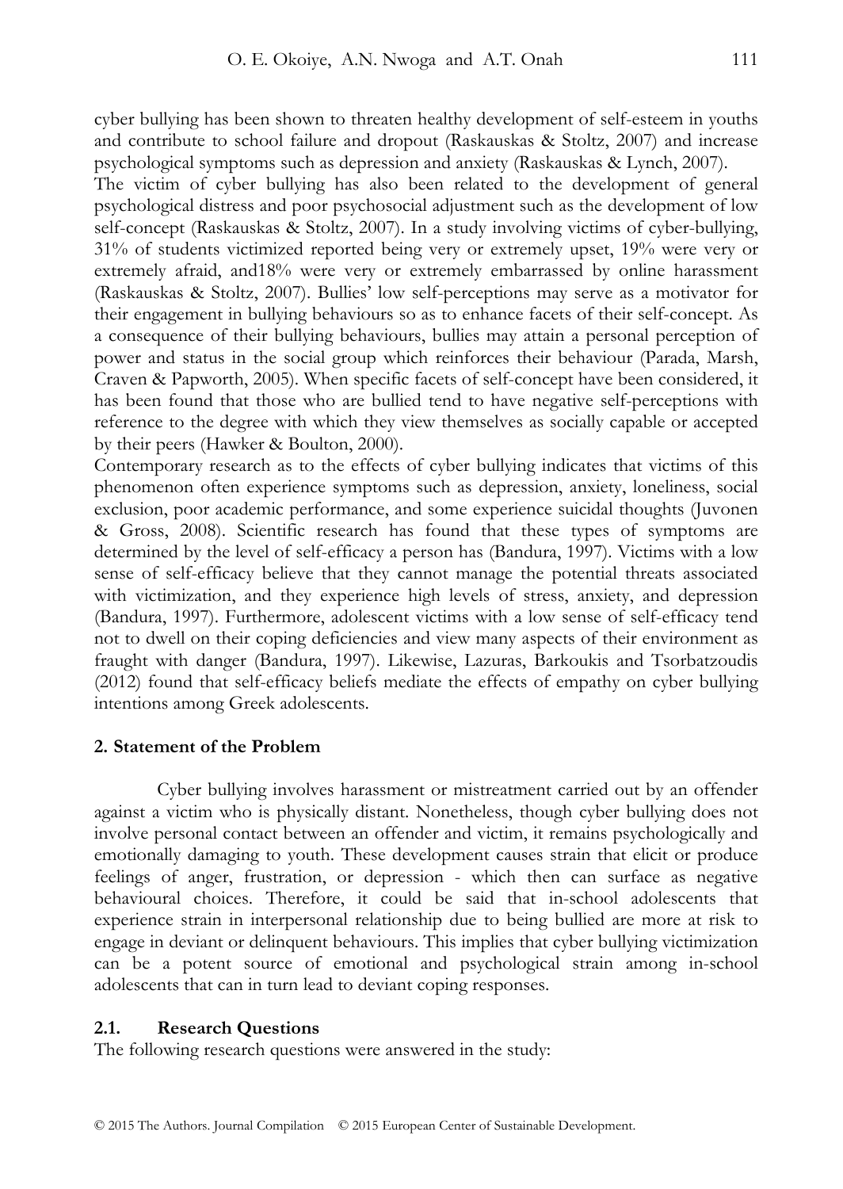cyber bullying has been shown to threaten healthy development of self-esteem in youths and contribute to school failure and dropout (Raskauskas & Stoltz, 2007) and increase psychological symptoms such as depression and anxiety (Raskauskas & Lynch, 2007).

The victim of cyber bullying has also been related to the development of general psychological distress and poor psychosocial adjustment such as the development of low self-concept (Raskauskas & Stoltz, 2007). In a study involving victims of cyber-bullying, 31% of students victimized reported being very or extremely upset, 19% were very or extremely afraid, and18% were very or extremely embarrassed by online harassment (Raskauskas & Stoltz, 2007). Bullies' low self-perceptions may serve as a motivator for their engagement in bullying behaviours so as to enhance facets of their self-concept. As a consequence of their bullying behaviours, bullies may attain a personal perception of power and status in the social group which reinforces their behaviour (Parada, Marsh, Craven & Papworth, 2005). When specific facets of self-concept have been considered, it has been found that those who are bullied tend to have negative self-perceptions with reference to the degree with which they view themselves as socially capable or accepted by their peers (Hawker & Boulton, 2000).

Contemporary research as to the effects of cyber bullying indicates that victims of this phenomenon often experience symptoms such as depression, anxiety, loneliness, social exclusion, poor academic performance, and some experience suicidal thoughts (Juvonen & Gross, 2008). Scientific research has found that these types of symptoms are determined by the level of self-efficacy a person has (Bandura, 1997). Victims with a low sense of self-efficacy believe that they cannot manage the potential threats associated with victimization, and they experience high levels of stress, anxiety, and depression (Bandura, 1997). Furthermore, adolescent victims with a low sense of self-efficacy tend not to dwell on their coping deficiencies and view many aspects of their environment as fraught with danger (Bandura, 1997). Likewise, Lazuras, Barkoukis and Tsorbatzoudis (2012) found that self-efficacy beliefs mediate the effects of empathy on cyber bullying intentions among Greek adolescents.

## 2. Statement of the Problem

Cyber bullying involves harassment or mistreatment carried out by an offender against a victim who is physically distant. Nonetheless, though cyber bullying does not involve personal contact between an offender and victim, it remains psychologically and emotionally damaging to youth. These development causes strain that elicit or produce feelings of anger, frustration, or depression - which then can surface as negative behavioural choices. Therefore, it could be said that in-school adolescents that experience strain in interpersonal relationship due to being bullied are more at risk to engage in deviant or delinquent behaviours. This implies that cyber bullying victimization can be a potent source of emotional and psychological strain among in-school adolescents that can in turn lead to deviant coping responses.

### 2.1. Research Questions

The following research questions were answered in the study: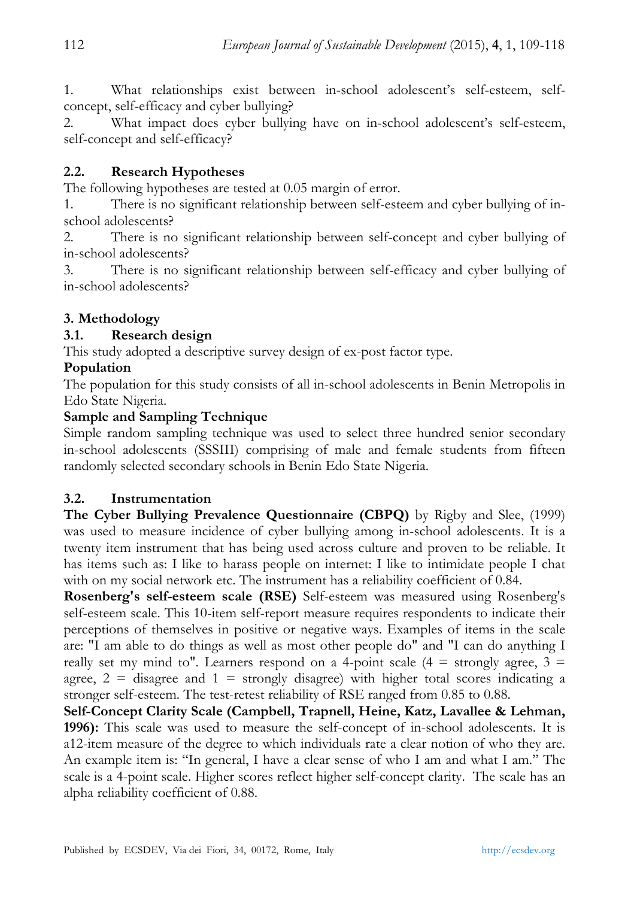1. What relationships exist between in-school adolescent's self-esteem, self-concept, self-efficacy and cyber bullying?
2. What impact does cyber bullying have on in-school adolescent's self-esteem, self-concept and self-efficacy?

### 2.2. Research Hypotheses

The following hypotheses are tested at 0.05 margin of error.

1. There is no significant relationship between self-esteem and cyber bullying of in-school adolescents?
2. There is no significant relationship between self-concept and cyber bullying of in-school adolescents?
3. There is no significant relationship between self-efficacy and cyber bullying of in-school adolescents?

## 3. Methodology

### 3.1. Research design

This study adopted a descriptive survey design of ex-post factor type.

**Population**

The population for this study consists of all in-school adolescents in Benin Metropolis in Edo State Nigeria.

**Sample and Sampling Technique**

Simple random sampling technique was used to select three hundred senior secondary in-school adolescents (SSSIII) comprising of male and female students from fifteen randomly selected secondary schools in Benin Edo State Nigeria.

### 3.2. Instrumentation

**The Cyber Bullying Prevalence Questionnaire (CBPQ)** by Rigby and Slee, (1999) was used to measure incidence of cyber bullying among in-school adolescents. It is a twenty item instrument that has being used across culture and proven to be reliable. It has items such as: I like to harass people on internet: I like to intimidate people I chat with on my social network etc. The instrument has a reliability coefficient of 0.84.

**Rosenberg's self-esteem scale (RSE)** Self-esteem was measured using Rosenberg's self-esteem scale. This 10-item self-report measure requires respondents to indicate their perceptions of themselves in positive or negative ways. Examples of items in the scale are: "I am able to do things as well as most other people do" and "I can do anything I really set my mind to". Learners respond on a 4-point scale (4 = strongly agree, 3 = agree, 2 = disagree and 1 = strongly disagree) with higher total scores indicating a stronger self-esteem. The test-retest reliability of RSE ranged from 0.85 to 0.88.

**Self-Concept Clarity Scale (Campbell, Trapnell, Heine, Katz, Lavallee & Lehman, 1996):** This scale was used to measure the self-concept of in-school adolescents. It is a12-item measure of the degree to which individuals rate a clear notion of who they are. An example item is: "In general, I have a clear sense of who I am and what I am." The scale is a 4-point scale. Higher scores reflect higher self-concept clarity. The scale has an alpha reliability coefficient of 0.88.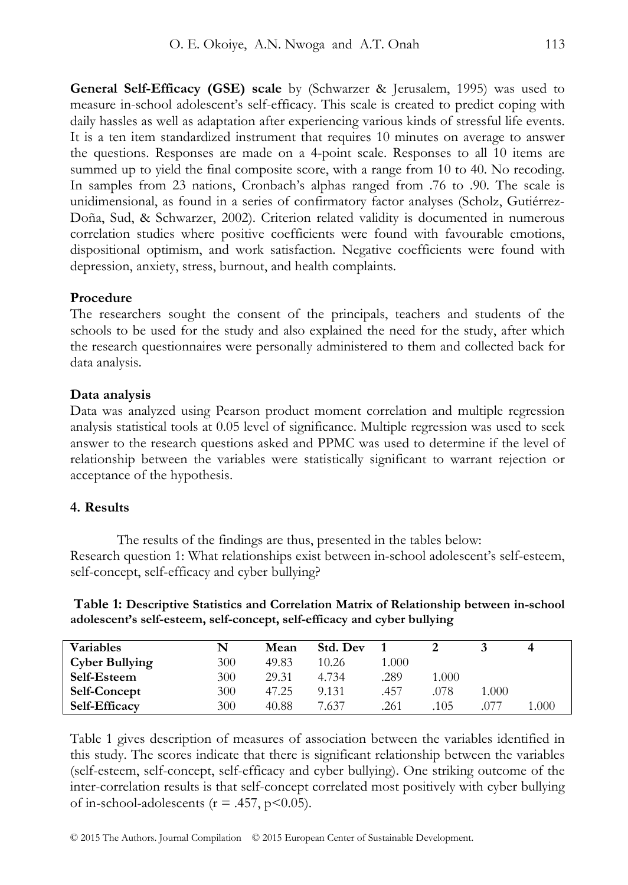**General Self-Efficacy (GSE) scale** by (Schwarzer & Jerusalem, 1995) was used to measure in-school adolescent's self-efficacy. This scale is created to predict coping with daily hassles as well as adaptation after experiencing various kinds of stressful life events. It is a ten item standardized instrument that requires 10 minutes on average to answer the questions. Responses are made on a 4-point scale. Responses to all 10 items are summed up to yield the final composite score, with a range from 10 to 40. No recoding. In samples from 23 nations, Cronbach's alphas ranged from .76 to .90. The scale is unidimensional, as found in a series of confirmatory factor analyses (Scholz, Gutiérrez-Doña, Sud, & Schwarzer, 2002). Criterion related validity is documented in numerous correlation studies where positive coefficients were found with favourable emotions, dispositional optimism, and work satisfaction. Negative coefficients were found with depression, anxiety, stress, burnout, and health complaints.

### Procedure

The researchers sought the consent of the principals, teachers and students of the schools to be used for the study and also explained the need for the study, after which the research questionnaires were personally administered to them and collected back for data analysis.

### Data analysis

Data was analyzed using Pearson product moment correlation and multiple regression analysis statistical tools at 0.05 level of significance. Multiple regression was used to seek answer to the research questions asked and PPMC was used to determine if the level of relationship between the variables were statistically significant to warrant rejection or acceptance of the hypothesis.

## 4. Results

The results of the findings are thus, presented in the tables below:

Research question 1: What relationships exist between in-school adolescent's self-esteem, self-concept, self-efficacy and cyber bullying?

**Table 1: Descriptive Statistics and Correlation Matrix of Relationship between in-school adolescent's self-esteem, self-concept, self-efficacy and cyber bullying**

| Variables | N | Mean | Std. Dev | 1 | 2 | 3 | 4 |
|---|---|---|---|---|---|---|---|
| **Cyber Bullying** | 300 | 49.83 | 10.26 | 1.000 | | | |
| **Self-Esteem** | 300 | 29.31 | 4.734 | .289 | 1.000 | | |
| **Self-Concept** | 300 | 47.25 | 9.131 | .457 | .078 | 1.000 | |
| **Self-Efficacy** | 300 | 40.88 | 7.637 | .261 | .105 | .077 | 1.000 |

Table 1 gives description of measures of association between the variables identified in this study. The scores indicate that there is significant relationship between the variables (self-esteem, self-concept, self-efficacy and cyber bullying). One striking outcome of the inter-correlation results is that self-concept correlated most positively with cyber bullying of in-school-adolescents ($r = .457$, $p<0.05$).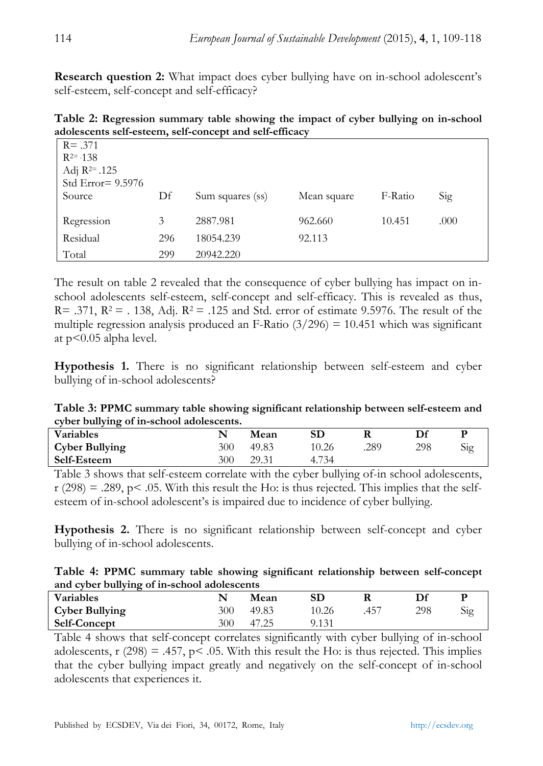**Research question 2:** What impact does cyber bullying have on in-school adolescent's self-esteem, self-concept and self-efficacy?

**Table 2: Regression summary table showing the impact of cyber bullying on in-school adolescents self-esteem, self-concept and self-efficacy**

| R= .371<br>$R^2$= .138<br>Adj $R^2$= .125<br>Std Error= 9.5976 | | | | | |
|---|---|---|---|---|---|
| Source | Df | Sum squares (ss) | Mean square | F-Ratio | Sig |
| Regression | 3 | 2887.981 | 962.660 | 10.451 | .000 |
| Residual | 296 | 18054.239 | 92.113 | | |
| Total | 299 | 20942.220 | | | |

The result on table 2 revealed that the consequence of cyber bullying has impact on in-school adolescents self-esteem, self-concept and self-efficacy. This is revealed as thus, R= .371, $R^2$ = . 138, Adj. $R^2$ = .125 and Std. error of estimate 9.5976. The result of the multiple regression analysis produced an F-Ratio (3/296) = 10.451 which was significant at $p<0.05$ alpha level.

**Hypothesis 1.** There is no significant relationship between self-esteem and cyber bullying of in-school adolescents?

**Table 3: PPMC summary table showing significant relationship between self-esteem and cyber bullying of in-school adolescents.**

| Variables | N | Mean | SD | R | Df | P |
|---|---|---|---|---|---|---|
| **Cyber Bullying** | 300 | 49.83 | 10.26 | .289 | 298 | Sig |
| **Self-Esteem** | 300 | 29.31 | 4.734 | | | |

Table 3 shows that self-esteem correlate with the cyber bullying of-in school adolescents, r (298) = .289, $p< .05$. With this result the Ho: is thus rejected. This implies that the self-esteem of in-school adolescent's is impaired due to incidence of cyber bullying.

**Hypothesis 2.** There is no significant relationship between self-concept and cyber bullying of in-school adolescents.

**Table 4: PPMC summary table showing significant relationship between self-concept and cyber bullying of in-school adolescents**

| Variables | N | Mean | SD | R | Df | P |
|---|---|---|---|---|---|---|
| **Cyber Bullying** | 300 | 49.83 | 10.26 | .457 | 298 | Sig |
| **Self-Concept** | 300 | 47.25 | 9.131 | | | |

Table 4 shows that self-concept correlates significantly with cyber bullying of in-school adolescents, r (298) = .457, $p< .05$. With this result the Ho: is thus rejected. This implies that the cyber bullying impact greatly and negatively on the self-concept of in-school adolescents that experiences it.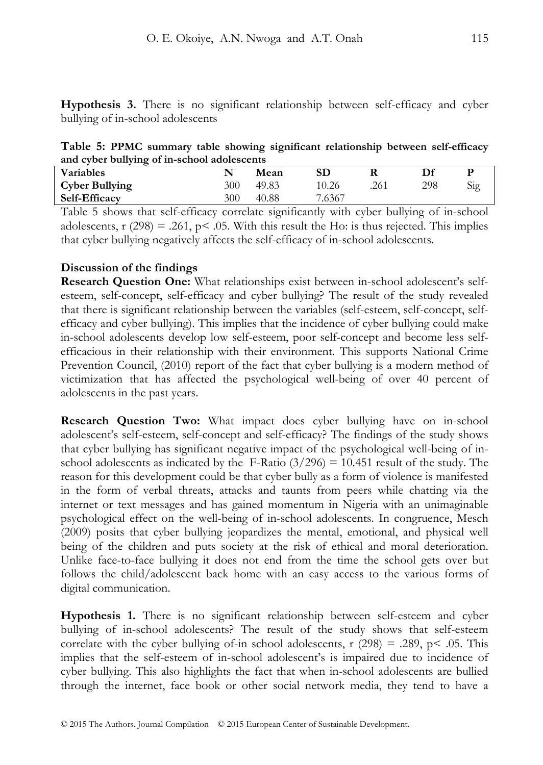**Hypothesis 3.** There is no significant relationship between self-efficacy and cyber bullying of in-school adolescents

**Table 5: PPMC summary table showing significant relationship between self-efficacy and cyber bullying of in-school adolescents**

| Variables | N | Mean | SD | R | Df | P |
|---|---|---|---|---|---|---|
| **Cyber Bullying** | 300 | 49.83 | 10.26 | .261 | 298 | Sig |
| **Self-Efficacy** | 300 | 40.88 | 7.6367 | | | |

Table 5 shows that self-efficacy correlate significantly with cyber bullying of in-school adolescents, r $(298) = .261$, $p < .05$. With this result the Ho: is thus rejected. This implies that cyber bullying negatively affects the self-efficacy of in-school adolescents.

**Discussion of the findings**

**Research Question One:** What relationships exist between in-school adolescent's self-esteem, self-concept, self-efficacy and cyber bullying? The result of the study revealed that there is significant relationship between the variables (self-esteem, self-concept, self-efficacy and cyber bullying). This implies that the incidence of cyber bullying could make in-school adolescents develop low self-esteem, poor self-concept and become less self-efficacious in their relationship with their environment. This supports National Crime Prevention Council, (2010) report of the fact that cyber bullying is a modern method of victimization that has affected the psychological well-being of over 40 percent of adolescents in the past years.

**Research Question Two:** What impact does cyber bullying have on in-school adolescent's self-esteem, self-concept and self-efficacy? The findings of the study shows that cyber bullying has significant negative impact of the psychological well-being of in-school adolescents as indicated by the F-Ratio $(3/296) = 10.451$ result of the study. The reason for this development could be that cyber bully as a form of violence is manifested in the form of verbal threats, attacks and taunts from peers while chatting via the internet or text messages and has gained momentum in Nigeria with an unimaginable psychological effect on the well-being of in-school adolescents. In congruence, Mesch (2009) posits that cyber bullying jeopardizes the mental, emotional, and physical well being of the children and puts society at the risk of ethical and moral deterioration. Unlike face-to-face bullying it does not end from the time the school gets over but follows the child/adolescent back home with an easy access to the various forms of digital communication.

**Hypothesis 1.** There is no significant relationship between self-esteem and cyber bullying of in-school adolescents? The result of the study shows that self-esteem correlate with the cyber bullying of-in school adolescents, r $(298) = .289$, $p < .05$. This implies that the self-esteem of in-school adolescent's is impaired due to incidence of cyber bullying. This also highlights the fact that when in-school adolescents are bullied through the internet, face book or other social network media, they tend to have a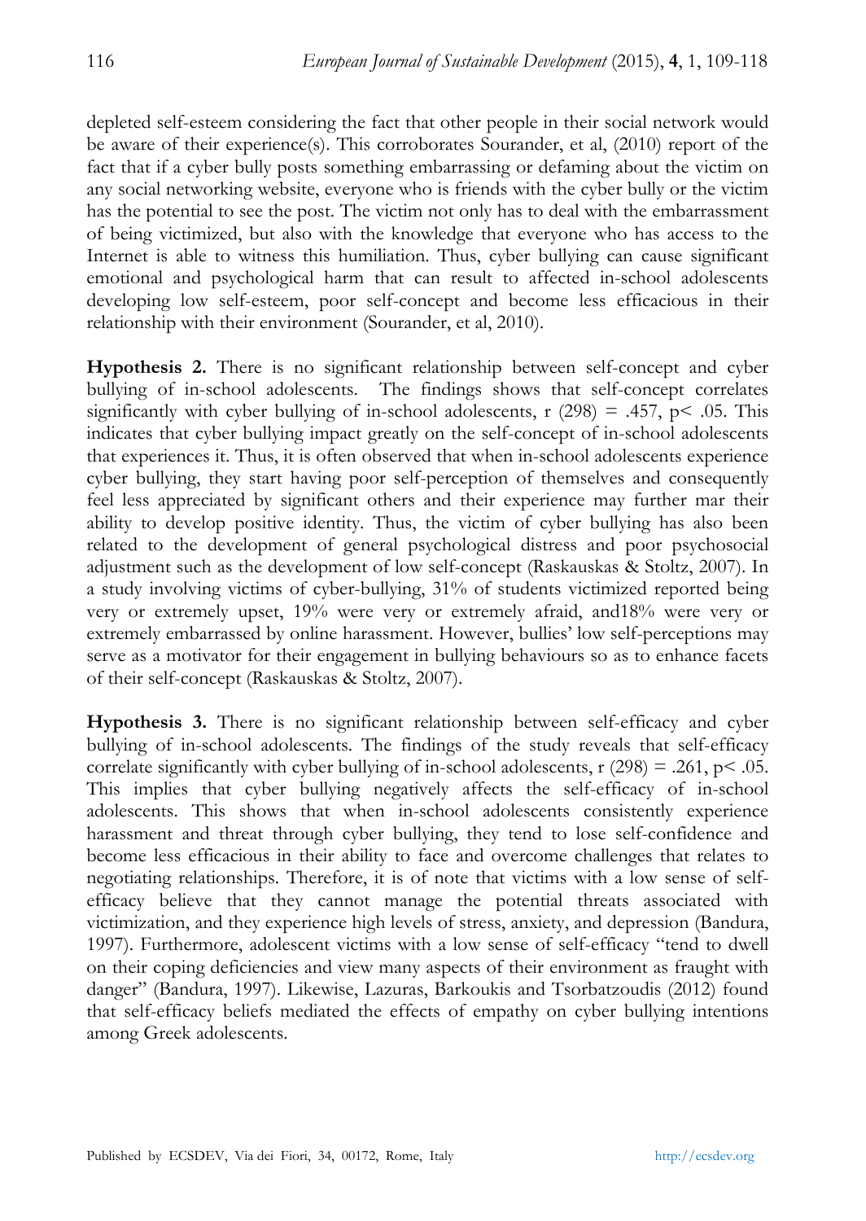depleted self-esteem considering the fact that other people in their social network would be aware of their experience(s). This corroborates Sourander, et al, (2010) report of the fact that if a cyber bully posts something embarrassing or defaming about the victim on any social networking website, everyone who is friends with the cyber bully or the victim has the potential to see the post. The victim not only has to deal with the embarrassment of being victimized, but also with the knowledge that everyone who has access to the Internet is able to witness this humiliation. Thus, cyber bullying can cause significant emotional and psychological harm that can result to affected in-school adolescents developing low self-esteem, poor self-concept and become less efficacious in their relationship with their environment (Sourander, et al, 2010).

**Hypothesis 2.** There is no significant relationship between self-concept and cyber bullying of in-school adolescents. The findings shows that self-concept correlates significantly with cyber bullying of in-school adolescents, $r\ (298) = .457$, $p < .05$. This indicates that cyber bullying impact greatly on the self-concept of in-school adolescents that experiences it. Thus, it is often observed that when in-school adolescents experience cyber bullying, they start having poor self-perception of themselves and consequently feel less appreciated by significant others and their experience may further mar their ability to develop positive identity. Thus, the victim of cyber bullying has also been related to the development of general psychological distress and poor psychosocial adjustment such as the development of low self-concept (Raskauskas & Stoltz, 2007). In a study involving victims of cyber-bullying, 31% of students victimized reported being very or extremely upset, 19% were very or extremely afraid, and18% were very or extremely embarrassed by online harassment. However, bullies' low self-perceptions may serve as a motivator for their engagement in bullying behaviours so as to enhance facets of their self-concept (Raskauskas & Stoltz, 2007).

**Hypothesis 3.** There is no significant relationship between self-efficacy and cyber bullying of in-school adolescents. The findings of the study reveals that self-efficacy correlate significantly with cyber bullying of in-school adolescents, $r\ (298) = .261$, $p < .05$. This implies that cyber bullying negatively affects the self-efficacy of in-school adolescents. This shows that when in-school adolescents consistently experience harassment and threat through cyber bullying, they tend to lose self-confidence and become less efficacious in their ability to face and overcome challenges that relates to negotiating relationships. Therefore, it is of note that victims with a low sense of self-efficacy believe that they cannot manage the potential threats associated with victimization, and they experience high levels of stress, anxiety, and depression (Bandura, 1997). Furthermore, adolescent victims with a low sense of self-efficacy "tend to dwell on their coping deficiencies and view many aspects of their environment as fraught with danger" (Bandura, 1997). Likewise, Lazuras, Barkoukis and Tsorbatzoudis (2012) found that self-efficacy beliefs mediated the effects of empathy on cyber bullying intentions among Greek adolescents.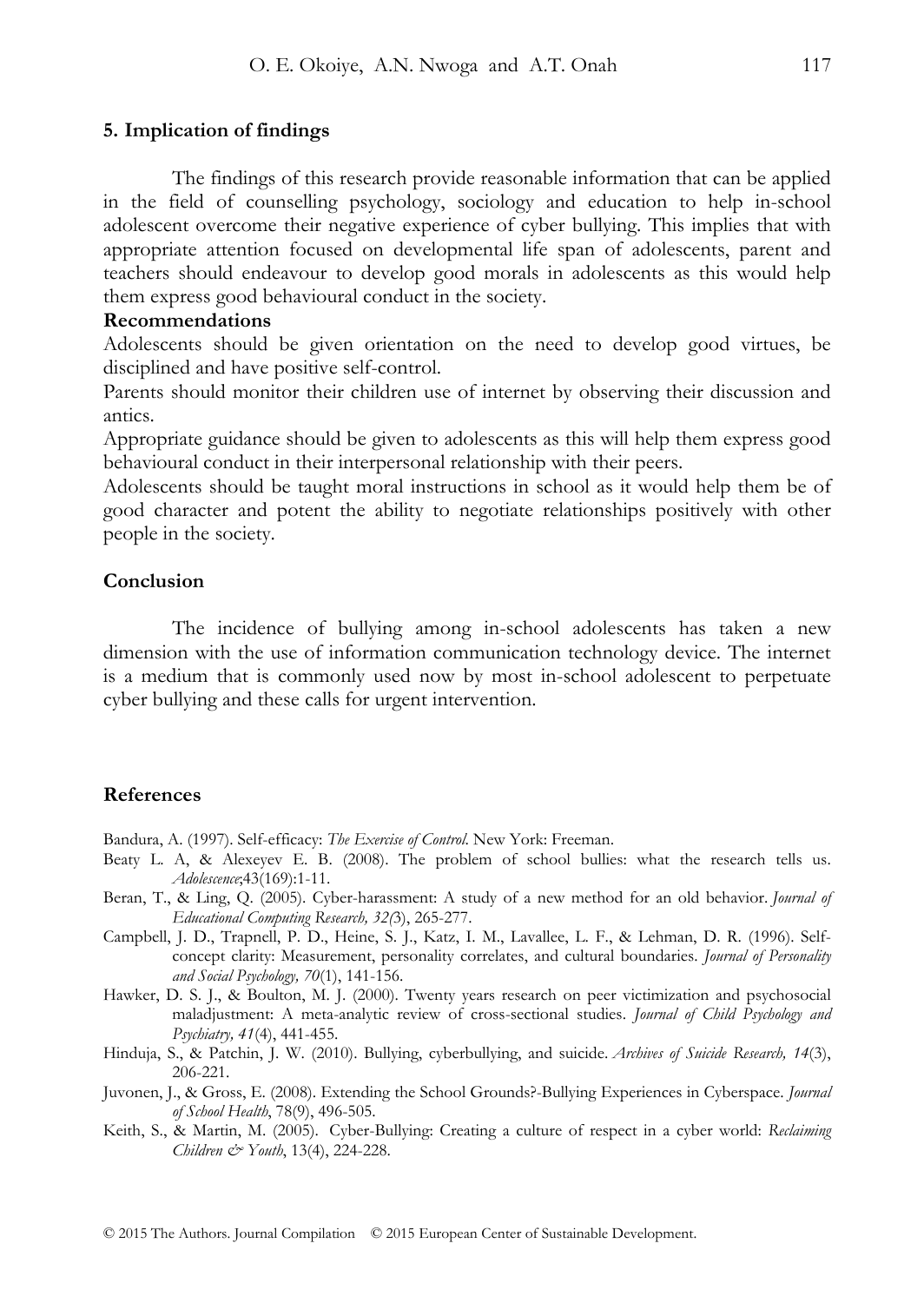## 5. Implication of findings

The findings of this research provide reasonable information that can be applied in the field of counselling psychology, sociology and education to help in-school adolescent overcome their negative experience of cyber bullying. This implies that with appropriate attention focused on developmental life span of adolescents, parent and teachers should endeavour to develop good morals in adolescents as this would help them express good behavioural conduct in the society.

**Recommendations**

Adolescents should be given orientation on the need to develop good virtues, be disciplined and have positive self-control.

Parents should monitor their children use of internet by observing their discussion and antics.

Appropriate guidance should be given to adolescents as this will help them express good behavioural conduct in their interpersonal relationship with their peers.

Adolescents should be taught moral instructions in school as it would help them be of good character and potent the ability to negotiate relationships positively with other people in the society.

## Conclusion

The incidence of bullying among in-school adolescents has taken a new dimension with the use of information communication technology device. The internet is a medium that is commonly used now by most in-school adolescent to perpetuate cyber bullying and these calls for urgent intervention.

## References

Bandura, A. (1997). Self-efficacy: *The Exercise of Control*. New York: Freeman.

Beaty L. A, & Alexeyev E. B. (2008). The problem of school bullies: what the research tells us. *Adolescence*;43(169):1-11.

Beran, T., & Ling, Q. (2005). Cyber-harassment: A study of a new method for an old behavior. *Journal of Educational Computing Research, 32(*3), 265-277.

Campbell, J. D., Trapnell, P. D., Heine, S. J., Katz, I. M., Lavallee, L. F., & Lehman, D. R. (1996). Self-concept clarity: Measurement, personality correlates, and cultural boundaries. *Journal of Personality and Social Psychology, 70*(1), 141-156.

Hawker, D. S. J., & Boulton, M. J. (2000). Twenty years research on peer victimization and psychosocial maladjustment: A meta-analytic review of cross-sectional studies. *Journal of Child Psychology and Psychiatry, 41*(4), 441-455.

Hinduja, S., & Patchin, J. W. (2010). Bullying, cyberbullying, and suicide. *Archives of Suicide Research, 14*(3), 206-221.

Juvonen, J., & Gross, E. (2008). Extending the School Grounds?-Bullying Experiences in Cyberspace. *Journal of School Health*, 78(9), 496-505.

Keith, S., & Martin, M. (2005). Cyber-Bullying: Creating a culture of respect in a cyber world: *Reclaiming Children & Youth*, 13(4), 224-228.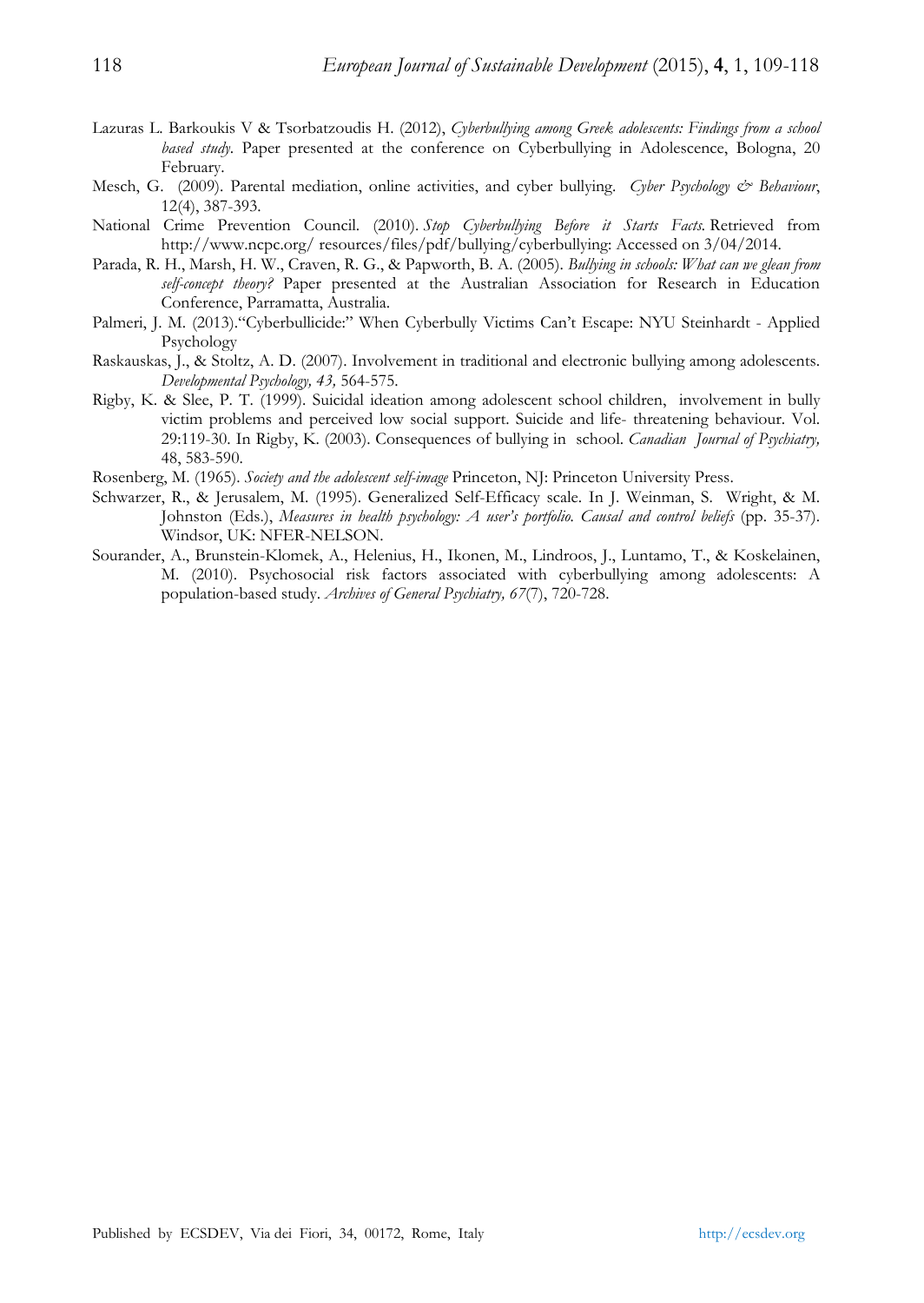Lazuras L. Barkoukis V & Tsorbatzoudis H. (2012), *Cyberbullying among Greek adolescents: Findings from a school based study*. Paper presented at the conference on Cyberbullying in Adolescence, Bologna, 20 February.

Mesch, G. (2009). Parental mediation, online activities, and cyber bullying. *Cyber Psychology & Behaviour*, 12(4), 387-393.

National Crime Prevention Council. (2010). *Stop Cyberbullying Before it Starts Facts.* Retrieved from http://www.ncpc.org/ resources/files/pdf/bullying/cyberbullying: Accessed on 3/04/2014.

Parada, R. H., Marsh, H. W., Craven, R. G., & Papworth, B. A. (2005). *Bullying in schools: What can we glean from self-concept theory?* Paper presented at the Australian Association for Research in Education Conference, Parramatta, Australia.

Palmeri, J. M. (2013)."Cyberbullicide:" When Cyberbully Victims Can't Escape: NYU Steinhardt - Applied Psychology

Raskauskas, J., & Stoltz, A. D. (2007). Involvement in traditional and electronic bullying among adolescents. *Developmental Psychology, 43,* 564-575.

Rigby, K. & Slee, P. T. (1999). Suicidal ideation among adolescent school children, involvement in bully victim problems and perceived low social support. Suicide and life- threatening behaviour. Vol. 29:119-30. In Rigby, K. (2003). Consequences of bullying in school. *Canadian Journal of Psychiatry,* 48, 583-590.

Rosenberg, M. (1965). *Society and the adolescent self-image* Princeton, NJ: Princeton University Press.

Schwarzer, R., & Jerusalem, M. (1995). Generalized Self-Efficacy scale. In J. Weinman, S. Wright, & M. Johnston (Eds.), *Measures in health psychology: A user's portfolio. Causal and control beliefs* (pp. 35-37). Windsor, UK: NFER-NELSON.

Sourander, A., Brunstein-Klomek, A., Helenius, H., Ikonen, M., Lindroos, J., Luntamo, T., & Koskelainen, M. (2010). Psychosocial risk factors associated with cyberbullying among adolescents: A population-based study. *Archives of General Psychiatry, 67*(7), 720-728.